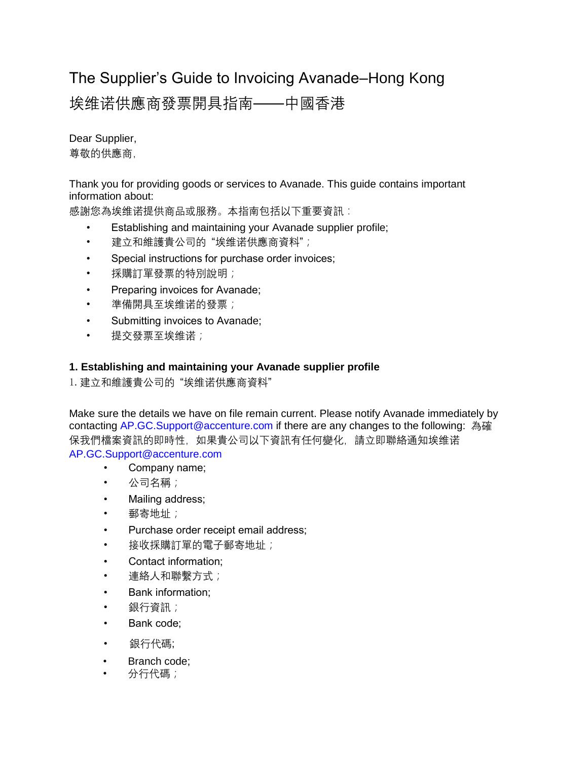# The Supplier's Guide to Invoicing Avanade–Hong Kong

# 埃维诺供應商發票開具指南——中國香港

Dear Supplier,
尊敬的供應商,

Thank you for providing goods or services to Avanade. This guide contains important information about:
感謝您為埃维诺提供商品或服務。本指南包括以下重要資訊：

- Establishing and maintaining your Avanade supplier profile;
- 建立和維護貴公司的"埃维诺供應商資料"；
- Special instructions for purchase order invoices;
- 採購訂單發票的特別說明；
- Preparing invoices for Avanade;
- 準備開具至埃维诺的發票；
- Submitting invoices to Avanade;
- 提交發票至埃维诺；

## 1. Establishing and maintaining your Avanade supplier profile

1. 建立和維護貴公司的"埃维诺供應商資料"

Make sure the details we have on file remain current. Please notify Avanade immediately by contacting AP.GC.Support@accenture.com if there are any changes to the following: 為確保我們檔案資訊的即時性，如果貴公司以下資訊有任何變化，請立即聯絡通知埃维诺 AP.GC.Support@accenture.com

- Company name;
- 公司名稱；
- Mailing address;
- 郵寄地址；
- Purchase order receipt email address;
- 接收採購訂單的電子郵寄地址；
- Contact information;
- 連絡人和聯繫方式；
- Bank information;
- 銀行資訊；
- Bank code;
- 銀行代碼;
- Branch code;
- 分行代碼；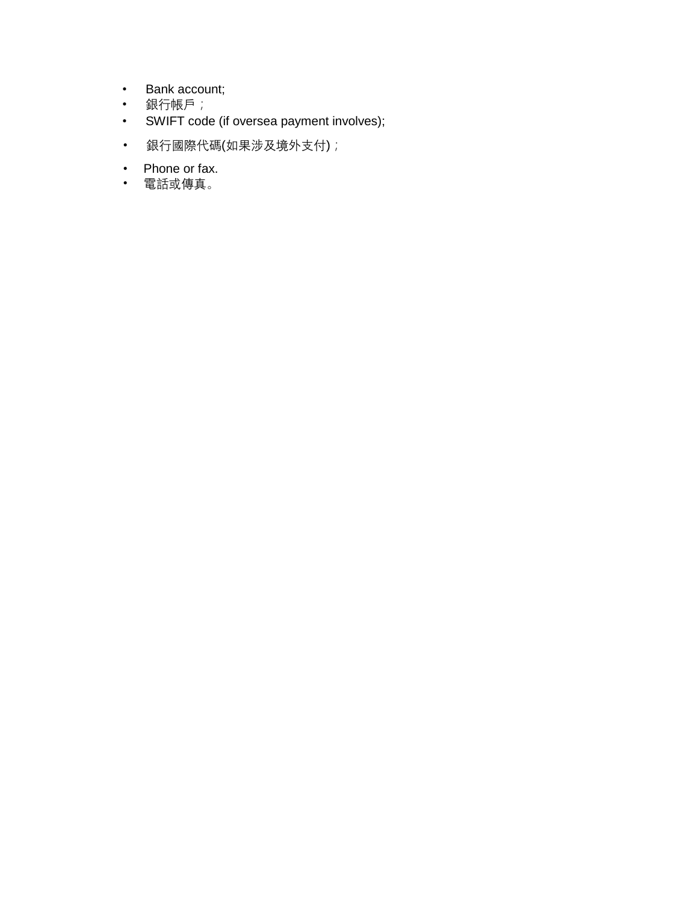- Bank account;
- 銀行帳戶；
- SWIFT code (if oversea payment involves);
- 銀行國際代碼(如果涉及境外支付)；
- Phone or fax.
- 電話或傳真。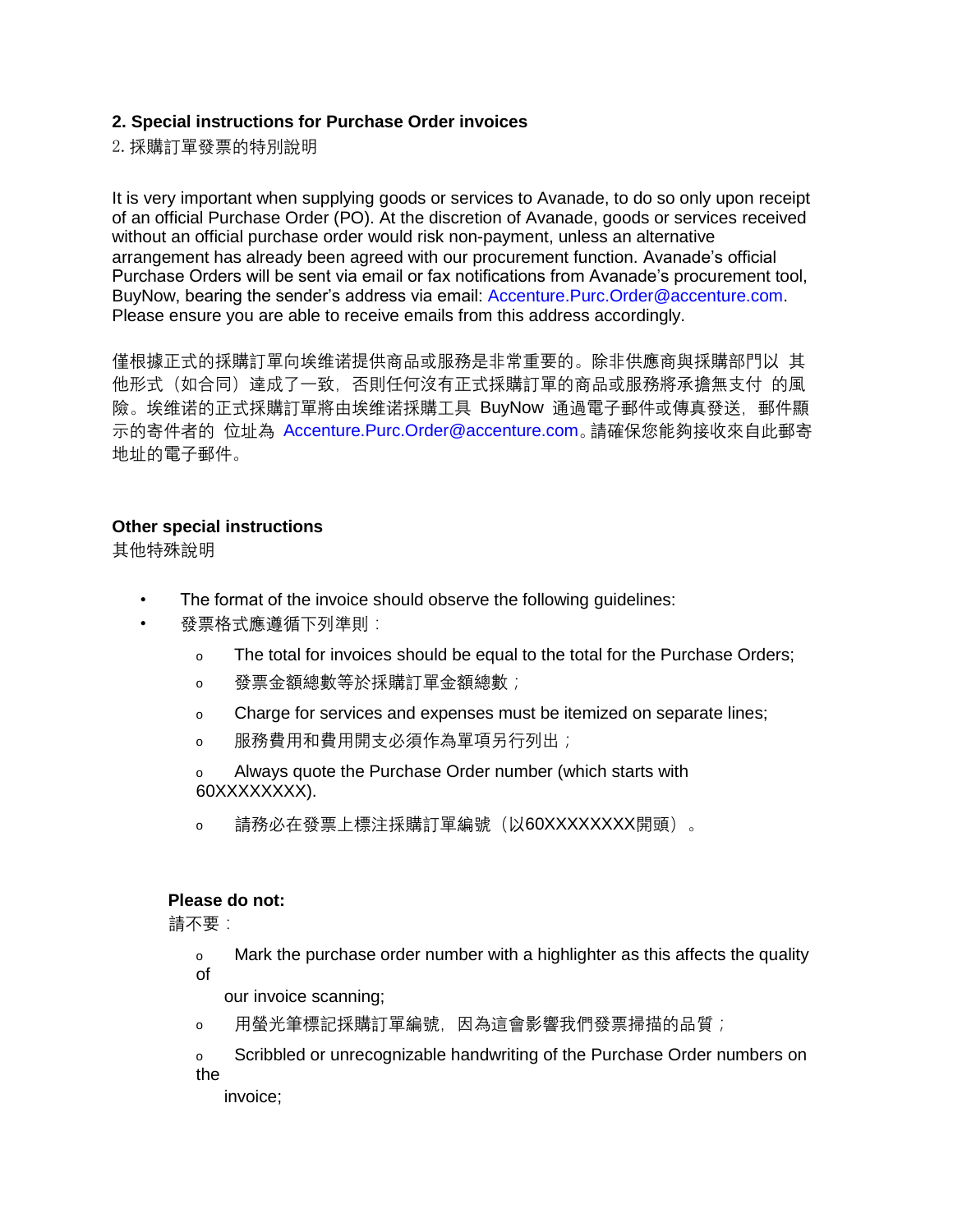## 2. Special instructions for Purchase Order invoices

2. 採購訂單發票的特別說明

It is very important when supplying goods or services to Avanade, to do so only upon receipt of an official Purchase Order (PO). At the discretion of Avanade, goods or services received without an official purchase order would risk non-payment, unless an alternative arrangement has already been agreed with our procurement function. Avanade's official Purchase Orders will be sent via email or fax notifications from Avanade's procurement tool, BuyNow, bearing the sender's address via email: Accenture.Purc.Order@accenture.com. Please ensure you are able to receive emails from this address accordingly.

僅根據正式的採購訂單向埃维诺提供商品或服務是非常重要的。除非供應商與採購部門以 其他形式（如合同）達成了一致，否則任何沒有正式採購訂單的商品或服務將承擔無支付 的風險。埃维诺的正式採購訂單將由埃维诺採購工具 BuyNow 通過電子郵件或傳真發送，郵件顯示的寄件者的 位址為 Accenture.Purc.Order@accenture.com。請確保您能夠接收來自此郵寄地址的電子郵件。

### Other special instructions

其他特殊說明

- The format of the invoice should observe the following guidelines:
- 發票格式應遵循下列準則：
    - The total for invoices should be equal to the total for the Purchase Orders;
    - 發票金額總數等於採購訂單金額總數；
    - Charge for services and expenses must be itemized on separate lines;
    - 服務費用和費用開支必須作為單項另行列出；
    - Always quote the Purchase Order number (which starts with 60XXXXXXXX).
    - 請務必在發票上標注採購訂單編號（以60XXXXXXXX開頭）。

**Please do not:**

請不要：

- Mark the purchase order number with a highlighter as this affects the quality of our invoice scanning;
- 用螢光筆標記採購訂單編號，因為這會影響我們發票掃描的品質；
- Scribbled or unrecognizable handwriting of the Purchase Order numbers on the invoice;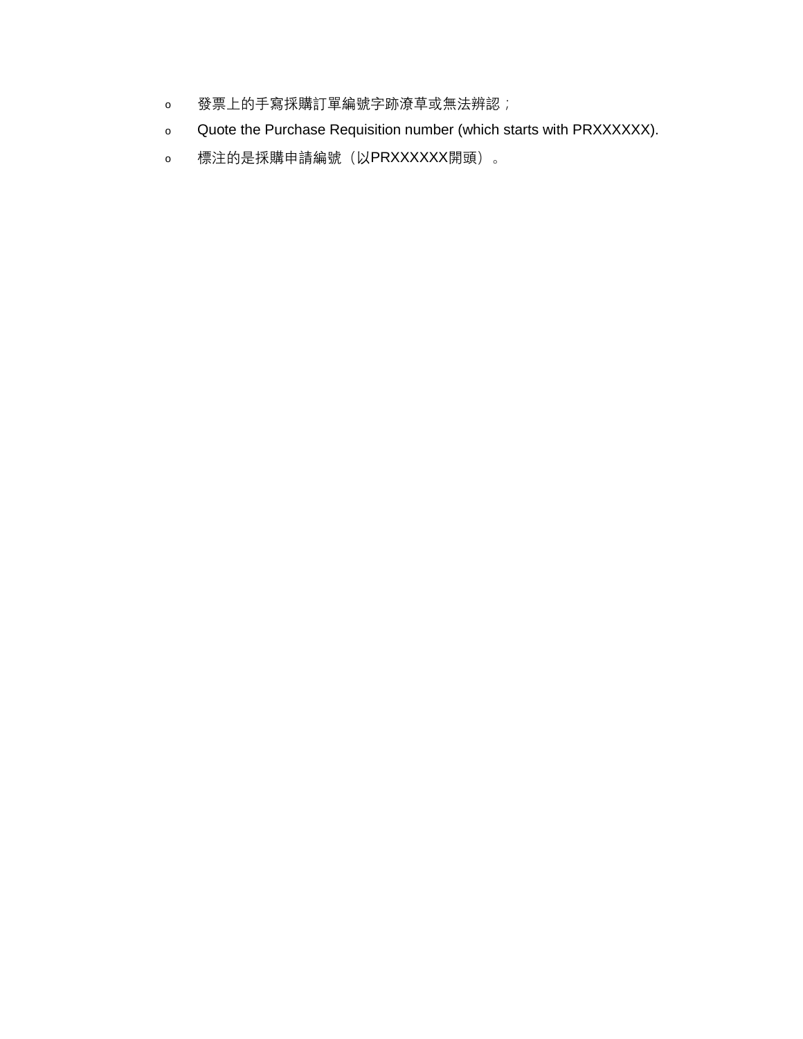- 發票上的手寫採購訂單編號字跡潦草或無法辨認；
- Quote the Purchase Requisition number (which starts with PRXXXXXX).
- 標注的是採購申請編號（以PRXXXXXX開頭）。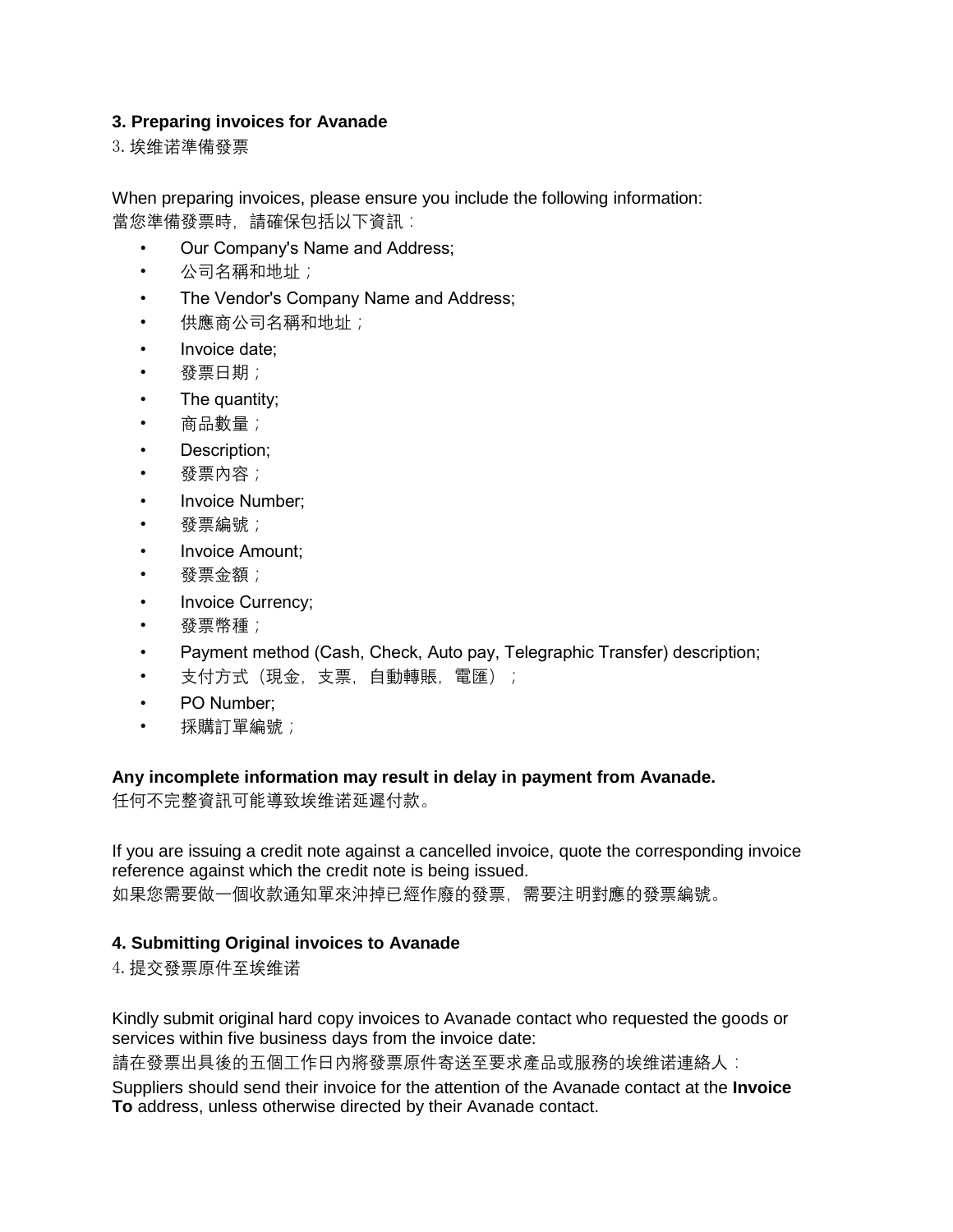**3. Preparing invoices for Avanade**

3. 埃维诺準備發票

When preparing invoices, please ensure you include the following information:
當您準備發票時，請確保包括以下資訊：

- Our Company's Name and Address;
- 公司名稱和地址；
- The Vendor's Company Name and Address;
- 供應商公司名稱和地址；
- Invoice date;
- 發票日期；
- The quantity;
- 商品數量；
- Description;
- 發票內容；
- Invoice Number;
- 發票編號；
- Invoice Amount;
- 發票金額；
- Invoice Currency;
- 發票幣種；
- Payment method (Cash, Check, Auto pay, Telegraphic Transfer) description;
- 支付方式（現金，支票，自動轉賬，電匯）；
- PO Number;
- 採購訂單編號；

**Any incomplete information may result in delay in payment from Avanade.**
任何不完整資訊可能導致埃维诺延遲付款。

If you are issuing a credit note against a cancelled invoice, quote the corresponding invoice reference against which the credit note is being issued.
如果您需要做一個收款通知單來沖掉已經作廢的發票，需要注明對應的發票編號。

**4. Submitting Original invoices to Avanade**

4. 提交發票原件至埃维诺

Kindly submit original hard copy invoices to Avanade contact who requested the goods or services within five business days from the invoice date:
請在發票出具後的五個工作日內將發票原件寄送至要求產品或服務的埃维诺連絡人：

Suppliers should send their invoice for the attention of the Avanade contact at the **Invoice To** address, unless otherwise directed by their Avanade contact.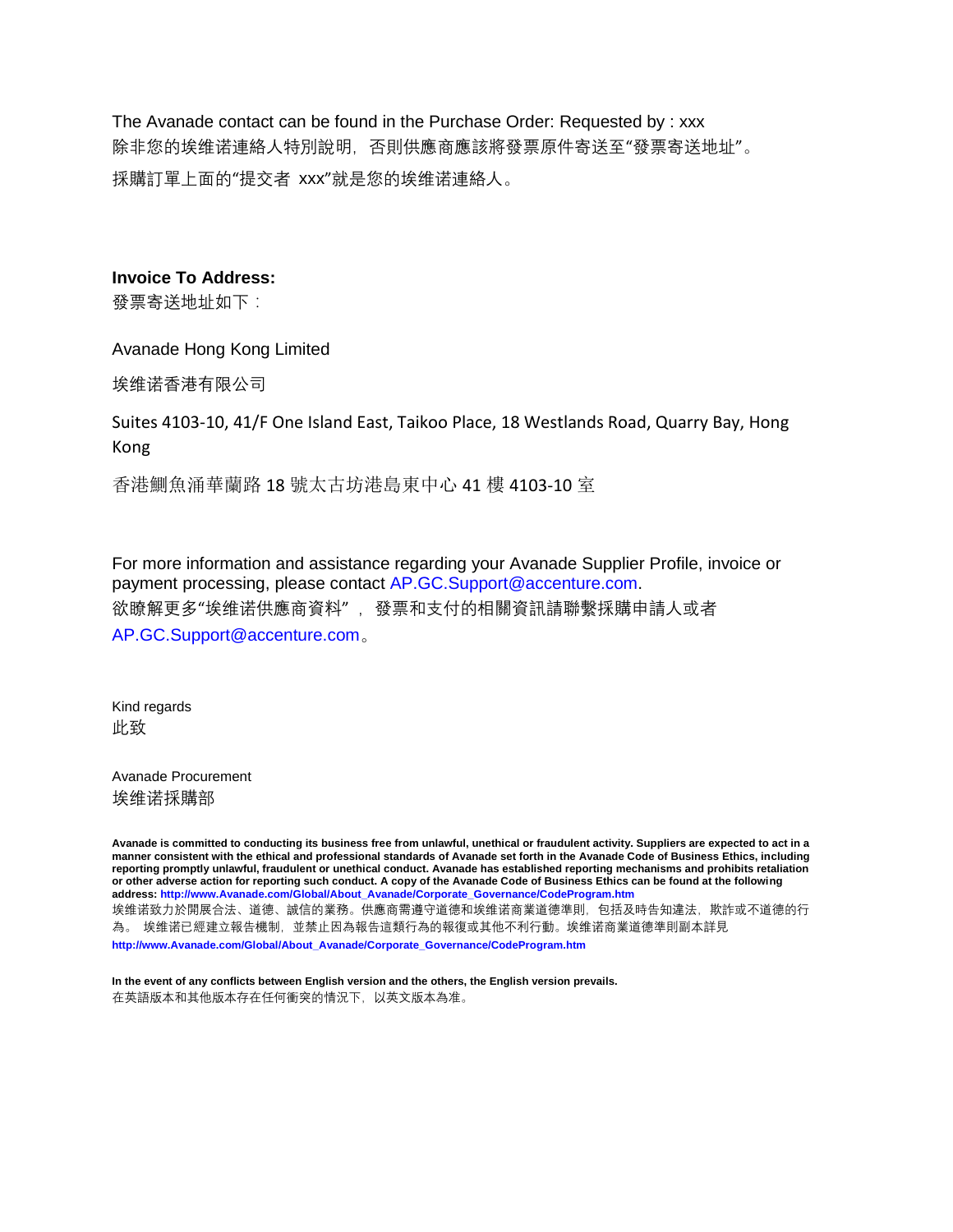The Avanade contact can be found in the Purchase Order: Requested by : xxx

除非您的埃维诺連絡人特別說明，否則供應商應該將發票原件寄送至"發票寄送地址"。

採購訂單上面的"提交者 xxx"就是您的埃维诺連絡人。

**Invoice To Address:**

發票寄送地址如下：

Avanade Hong Kong Limited

埃维诺香港有限公司

Suites 4103-10, 41/F One Island East, Taikoo Place, 18 Westlands Road, Quarry Bay, Hong Kong

香港鰂魚涌華蘭路 18 號太古坊港島東中心 41 樓 4103-10 室

For more information and assistance regarding your Avanade Supplier Profile, invoice or payment processing, please contact AP.GC.Support@accenture.com.

欲瞭解更多"埃维诺供應商資料"， 發票和支付的相關資訊請聯繫採購申請人或者 AP.GC.Support@accenture.com。

Kind regards

此致

Avanade Procurement

埃维诺採購部

**Avanade is committed to conducting its business free from unlawful, unethical or fraudulent activity. Suppliers are expected to act in a manner consistent with the ethical and professional standards of Avanade set forth in the Avanade Code of Business Ethics, including reporting promptly unlawful, fraudulent or unethical conduct. Avanade has established reporting mechanisms and prohibits retaliation or other adverse action for reporting such conduct. A copy of the Avanade Code of Business Ethics can be found at the following address: http://www.Avanade.com/Global/About_Avanade/Corporate_Governance/CodeProgram.htm**

埃维诺致力於開展合法、道德、誠信的業務。供應商需遵守道德和埃维诺商業道德準則，包括及時告知違法，欺詐或不道德的行為。 埃维诺已經建立報告機制，並禁止因為報告這類行為的報復或其他不利行動。埃维诺商業道德準則副本詳見 **http://www.Avanade.com/Global/About_Avanade/Corporate_Governance/CodeProgram.htm**

**In the event of any conflicts between English version and the others, the English version prevails.**

在英語版本和其他版本存在任何衝突的情況下，以英文版本為准。